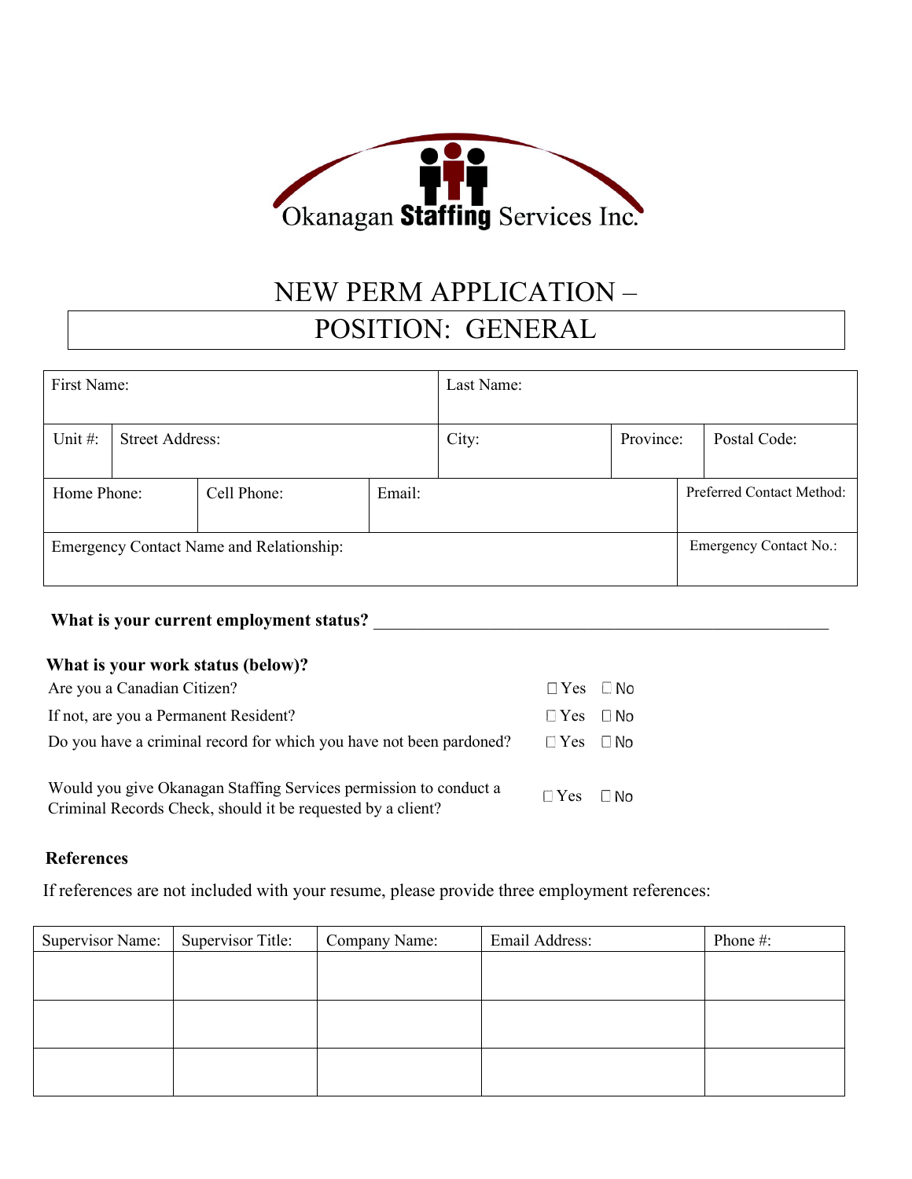Okanagan **Staffing** Services Inc.

# NEW PERM APPLICATION –
# POSITION: GENERAL

| First Name: | | | Last Name: | | |
|---|---|---|---|---|---|
| Unit #: | Street Address: | | City: | Province: | Postal Code: |
| Home Phone: | Cell Phone: | Email: | | | Preferred Contact Method: |
| Emergency Contact Name and Relationship: | | | | | Emergency Contact No.: |

**What is your current employment status?** ____________________________________________________

**What is your work status (below)?**

| | | |
|---|---|---|
| Are you a Canadian Citizen? | ☐ Yes | ☐ No |
| If not, are you a Permanent Resident? | ☐ Yes | ☐ No |
| Do you have a criminal record for which you have not been pardoned? | ☐ Yes | ☐ No |
| Would you give Okanagan Staffing Services permission to conduct a Criminal Records Check, should it be requested by a client? | ☐ Yes | ☐ No |

**References**

If references are not included with your resume, please provide three employment references:

| Supervisor Name: | Supervisor Title: | Company Name: | Email Address: | Phone #: |
|---|---|---|---|---|
| | | | | |
| | | | | |
| | | | | |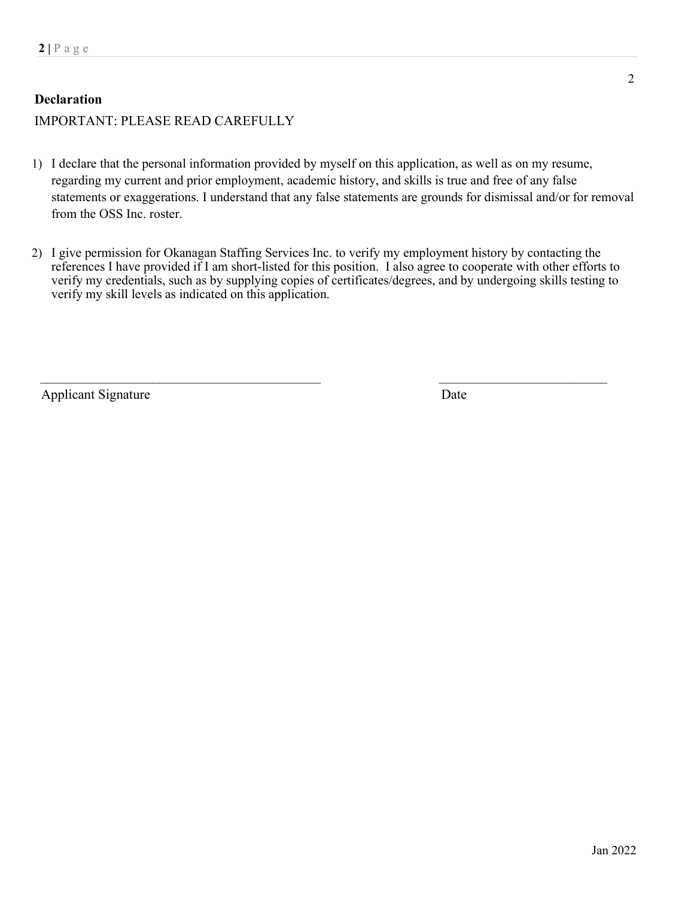## Declaration

IMPORTANT: PLEASE READ CAREFULLY

1) I declare that the personal information provided by myself on this application, as well as on my resume, regarding my current and prior employment, academic history, and skills is true and free of any false statements or exaggerations. I understand that any false statements are grounds for dismissal and/or for removal from the OSS Inc. roster.

2) I give permission for Okanagan Staffing Services Inc. to verify my employment history by contacting the references I have provided if I am short-listed for this position. I also agree to cooperate with other efforts to verify my credentials, such as by supplying copies of certificates/degrees, and by undergoing skills testing to verify my skill levels as indicated on this application.

\_\_\_\_\_\_\_\_\_\_\_\_\_\_\_\_\_\_\_\_\_\_\_\_\_\_\_\_\_\_\_\_\_\_\_\_\_\_\_\_\_\_\_\_ \_\_\_\_\_\_\_\_\_\_\_\_\_\_\_\_\_\_\_\_\_\_\_\_\_\_

Applicant Signature Date

Jan 2022